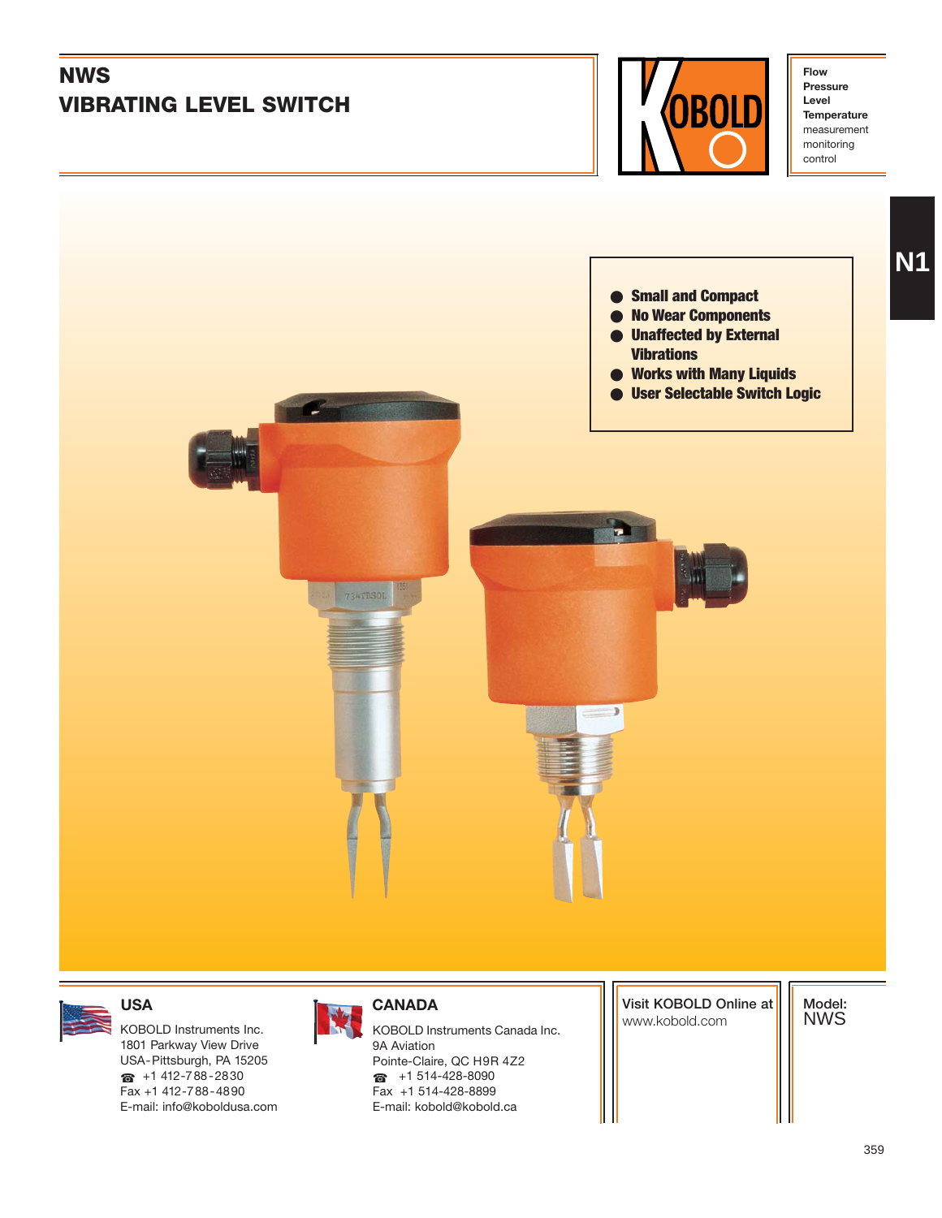# NWS
# VIBRATING LEVEL SWITCH

**Flow**
**Pressure**
**Level**
**Temperature**
measurement
monitoring
control

N1

- **Small and Compact**
- **No Wear Components**
- **Unaffected by External Vibrations**
- **Works with Many Liquids**
- **User Selectable Switch Logic**

### USA

KOBOLD Instruments Inc.
1801 Parkway View Drive
USA-Pittsburgh, PA 15205
☎ +1 412-788-2830
Fax +1 412-788-4890
E-mail: info@koboldusa.com

### CANADA

KOBOLD Instruments Canada Inc.
9A Aviation
Pointe-Claire, QC H9R 4Z2
☎ +1 514-428-8090
Fax +1 514-428-8899
E-mail: kobold@kobold.ca

Visit KOBOLD Online at
www.kobold.com

Model:
NWS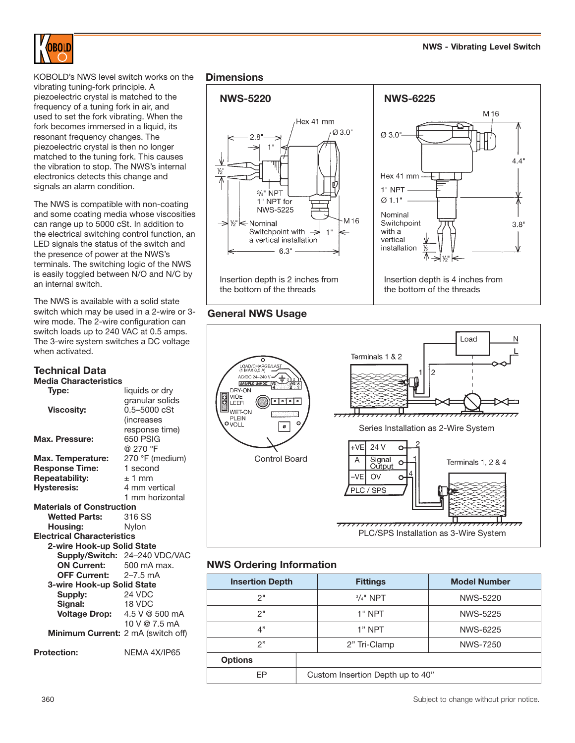KOBOLD's NWS level switch works on the vibrating tuning-fork principle. A piezoelectric crystal is matched to the frequency of a tuning fork in air, and used to set the fork vibrating. When the fork becomes immersed in a liquid, its resonant frequency changes. The piezoelectric crystal is then no longer matched to the tuning fork. This causes the vibration to stop. The NWS's internal electronics detects this change and signals an alarm condition.

The NWS is compatible with non-coating and some coating media whose viscosities can range up to 5000 cSt. In addition to the electrical switching control function, an LED signals the status of the switch and the presence of power at the NWS's terminals. The switching logic of the NWS is easily toggled between N/O and N/C by an internal switch.

The NWS is available with a solid state switch which may be used in a 2-wire or 3-wire mode. The 2-wire configuration can switch loads up to 240 VAC at 0.5 amps. The 3-wire system switches a DC voltage when activated.

## Technical Data

**Media Characteristics**

| | |
|---|---|
| **Type:** | liquids or dry granular solids |
| **Viscosity:** | 0.5–5000 cSt (increases response time) |
| **Max. Pressure:** | 650 PSIG @ 270 °F |
| **Max. Temperature:** | 270 °F (medium) |
| **Response Time:** | 1 second |
| **Repeatability:** | ± 1 mm |
| **Hysteresis:** | 4 mm vertical<br>1 mm horizontal |

**Materials of Construction**

| | |
|---|---|
| **Wetted Parts:** | 316 SS |
| **Housing:** | Nylon |

**Electrical Characteristics**

**2-wire Hook-up Solid State**

| | |
|---|---|
| **Supply/Switch:** | 24–240 VDC/VAC |
| **ON Current:** | 500 mA max. |
| **OFF Current:** | 2–7.5 mA |

**3-wire Hook-up Solid State**

| | |
|---|---|
| **Supply:** | 24 VDC |
| **Signal:** | 18 VDC |
| **Voltage Drop:** | 4.5 V @ 500 mA<br>10 V @ 7.5 mA |
| **Minimum Current:** | 2 mA (switch off) |

| | |
|---|---|
| **Protection:** | NEMA 4X/IP65 |

## Dimensions

### NWS-5220

Hex 41 mm
Ø 3.0"
2.8"
1"
½"
¾" NPT
1" NPT for NWS-5225
½" Nominal Switchpoint with a vertical installation
1"
M16
6.3"

Insertion depth is 2 inches from the bottom of the threads

### NWS-6225

M16
Ø 3.0"
4.4"
Hex 41 mm
1" NPT
Ø 1.1"
Nominal Switchpoint with a vertical installation
3.8"
½"
½"

Insertion depth is 4 inches from the bottom of the threads

## General NWS Usage

Control Board

LOAD/CHARGE/LAST (1 MAX 0,5 A)
AC/DC 24–240 V
SPS/PLC 24V DC
DRY-ON VIDE LEER
WET-ON PLEIN VOLL

Terminals 1 & 2
Load
N
L
1
2

Series Installation as 2-Wire System

+VE 24 V 2
A Signal Output 1
–VE 0V 4
PLC / SPS
Terminals 1, 2 & 4

PLC/SPS Installation as 3-Wire System

## NWS Ordering Information

| Insertion Depth | Fittings | Model Number |
|---|---|---|
| 2" | ¾" NPT | NWS-5220 |
| 2" | 1" NPT | NWS-5225 |
| 4" | 1" NPT | NWS-6225 |
| 2" | 2" Tri-Clamp | NWS-7250 |
| **Options** | | |
| EP | Custom Insertion Depth up to 40" | |